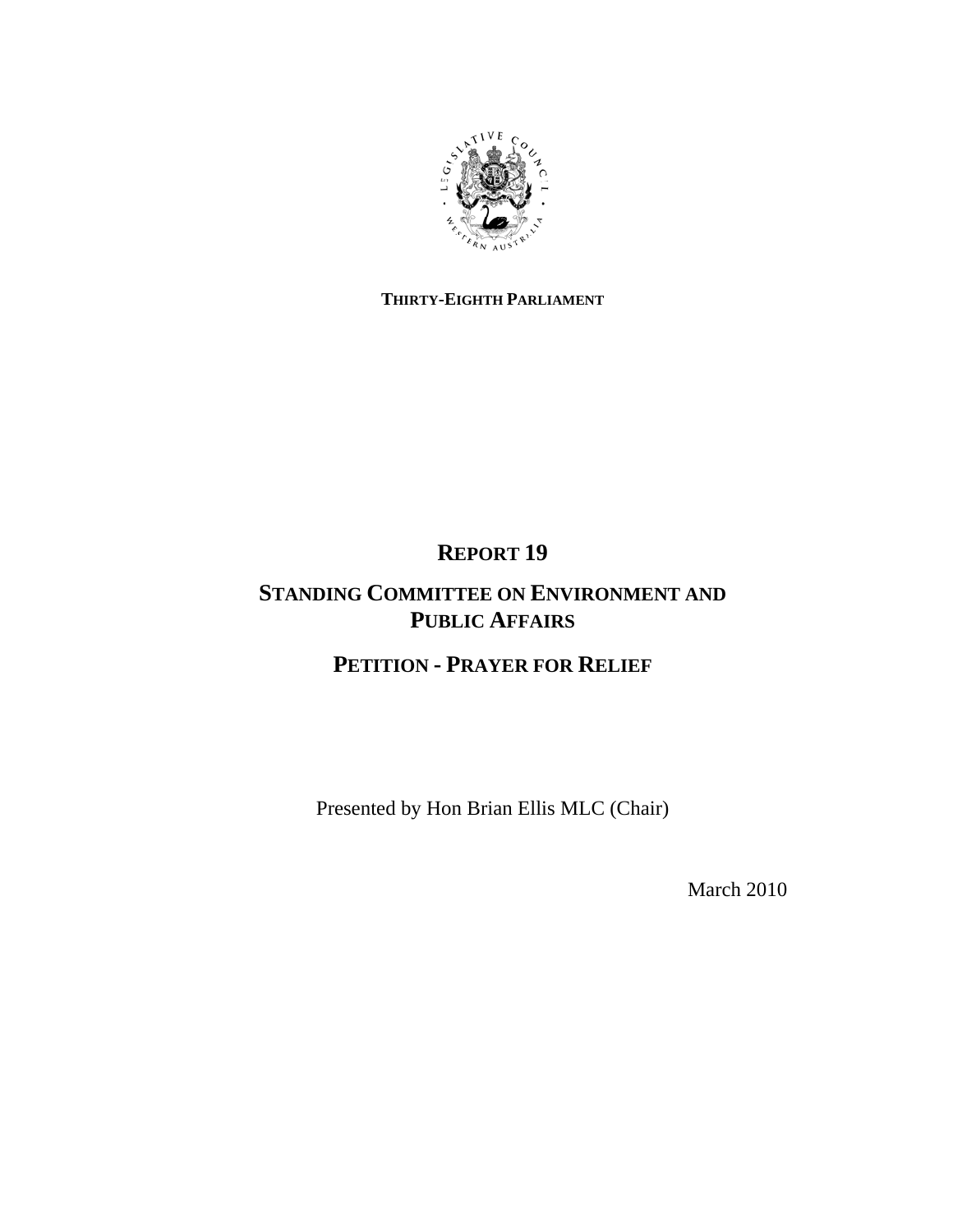**THIRTY-EIGHTH PARLIAMENT**

# REPORT 19

## STANDING COMMITTEE ON ENVIRONMENT AND PUBLIC AFFAIRS

## PETITION - PRAYER FOR RELIEF

Presented by Hon Brian Ellis MLC (Chair)

March 2010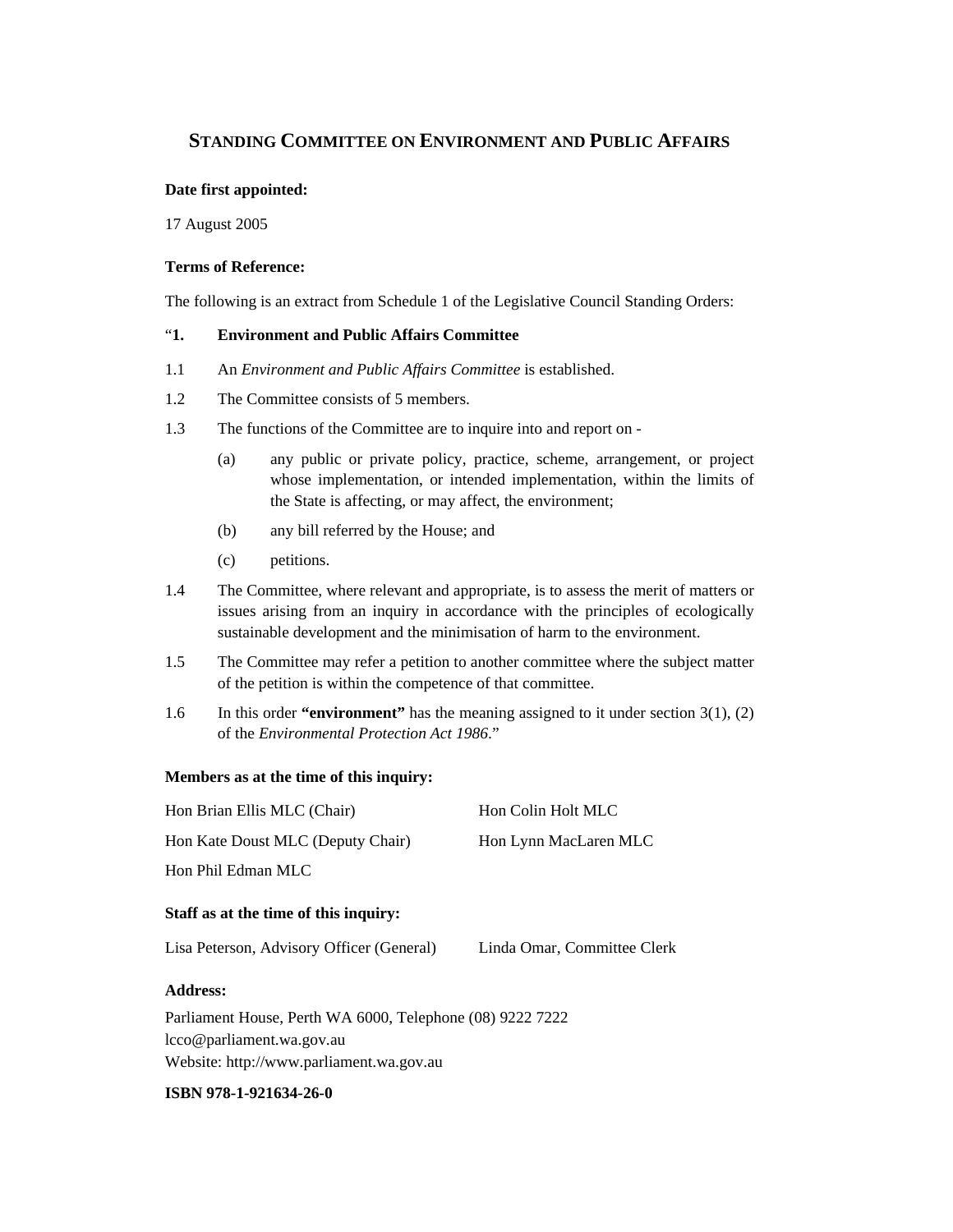# STANDING COMMITTEE ON ENVIRONMENT AND PUBLIC AFFAIRS

**Date first appointed:**

17 August 2005

**Terms of Reference:**

The following is an extract from Schedule 1 of the Legislative Council Standing Orders:

"**1. Environment and Public Affairs Committee**

1.1 An *Environment and Public Affairs Committee* is established.

1.2 The Committee consists of 5 members.

1.3 The functions of the Committee are to inquire into and report on -

(a) any public or private policy, practice, scheme, arrangement, or project whose implementation, or intended implementation, within the limits of the State is affecting, or may affect, the environment;

(b) any bill referred by the House; and

(c) petitions.

1.4 The Committee, where relevant and appropriate, is to assess the merit of matters or issues arising from an inquiry in accordance with the principles of ecologically sustainable development and the minimisation of harm to the environment.

1.5 The Committee may refer a petition to another committee where the subject matter of the petition is within the competence of that committee.

1.6 In this order **"environment"** has the meaning assigned to it under section 3(1), (2) of the *Environmental Protection Act 1986*."

**Members as at the time of this inquiry:**

Hon Brian Ellis MLC (Chair)
Hon Kate Doust MLC (Deputy Chair)
Hon Phil Edman MLC
Hon Colin Holt MLC
Hon Lynn MacLaren MLC

**Staff as at the time of this inquiry:**

Lisa Peterson, Advisory Officer (General)
Linda Omar, Committee Clerk

**Address:**

Parliament House, Perth WA 6000, Telephone (08) 9222 7222
lcco@parliament.wa.gov.au
Website: http://www.parliament.wa.gov.au

**ISBN 978-1-921634-26-0**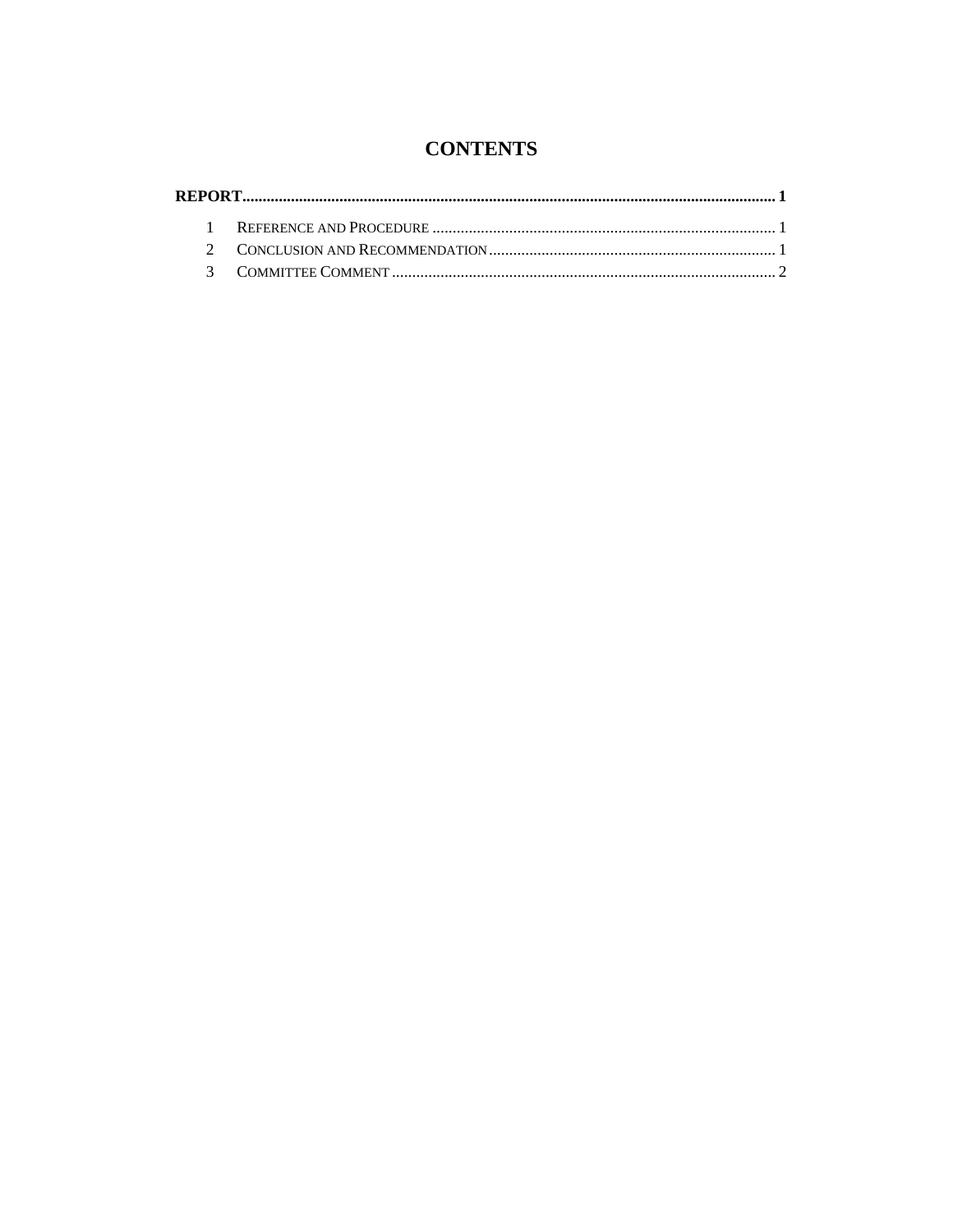# CONTENTS

**REPORT** .......... **1**

1 REFERENCE AND PROCEDURE .......... 1

2 CONCLUSION AND RECOMMENDATION .......... 1

3 COMMITTEE COMMENT .......... 2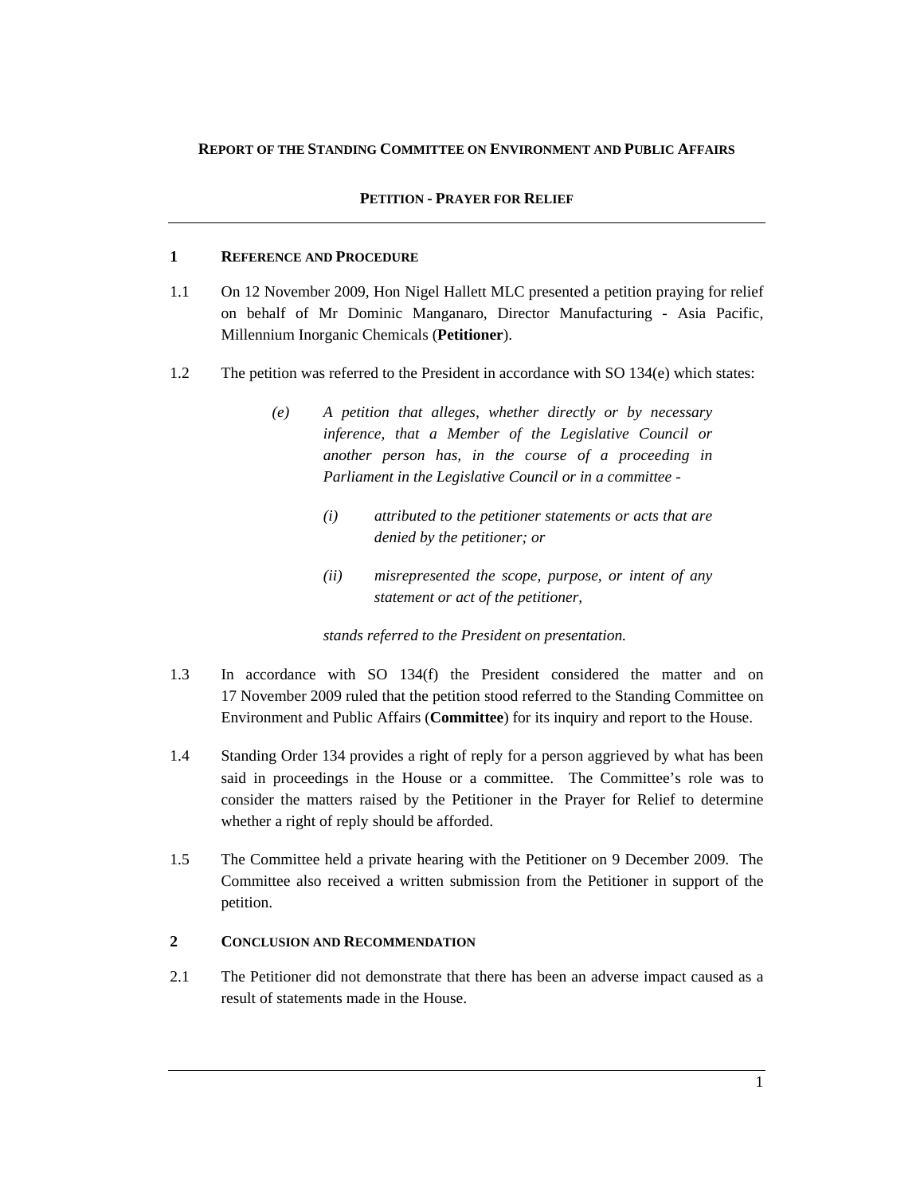**REPORT OF THE STANDING COMMITTEE ON ENVIRONMENT AND PUBLIC AFFAIRS**

**PETITION - PRAYER FOR RELIEF**

## 1 REFERENCE AND PROCEDURE

1.1 On 12 November 2009, Hon Nigel Hallett MLC presented a petition praying for relief on behalf of Mr Dominic Manganaro, Director Manufacturing - Asia Pacific, Millennium Inorganic Chemicals (**Petitioner**).

1.2 The petition was referred to the President in accordance with SO 134(e) which states:

> *(e) A petition that alleges, whether directly or by necessary inference, that a Member of the Legislative Council or another person has, in the course of a proceeding in Parliament in the Legislative Council or in a committee -*
>
> *(i) attributed to the petitioner statements or acts that are denied by the petitioner; or*
>
> *(ii) misrepresented the scope, purpose, or intent of any statement or act of the petitioner,*
>
> *stands referred to the President on presentation.*

1.3 In accordance with SO 134(f) the President considered the matter and on 17 November 2009 ruled that the petition stood referred to the Standing Committee on Environment and Public Affairs (**Committee**) for its inquiry and report to the House.

1.4 Standing Order 134 provides a right of reply for a person aggrieved by what has been said in proceedings in the House or a committee. The Committee's role was to consider the matters raised by the Petitioner in the Prayer for Relief to determine whether a right of reply should be afforded.

1.5 The Committee held a private hearing with the Petitioner on 9 December 2009. The Committee also received a written submission from the Petitioner in support of the petition.

## 2 CONCLUSION AND RECOMMENDATION

2.1 The Petitioner did not demonstrate that there has been an adverse impact caused as a result of statements made in the House.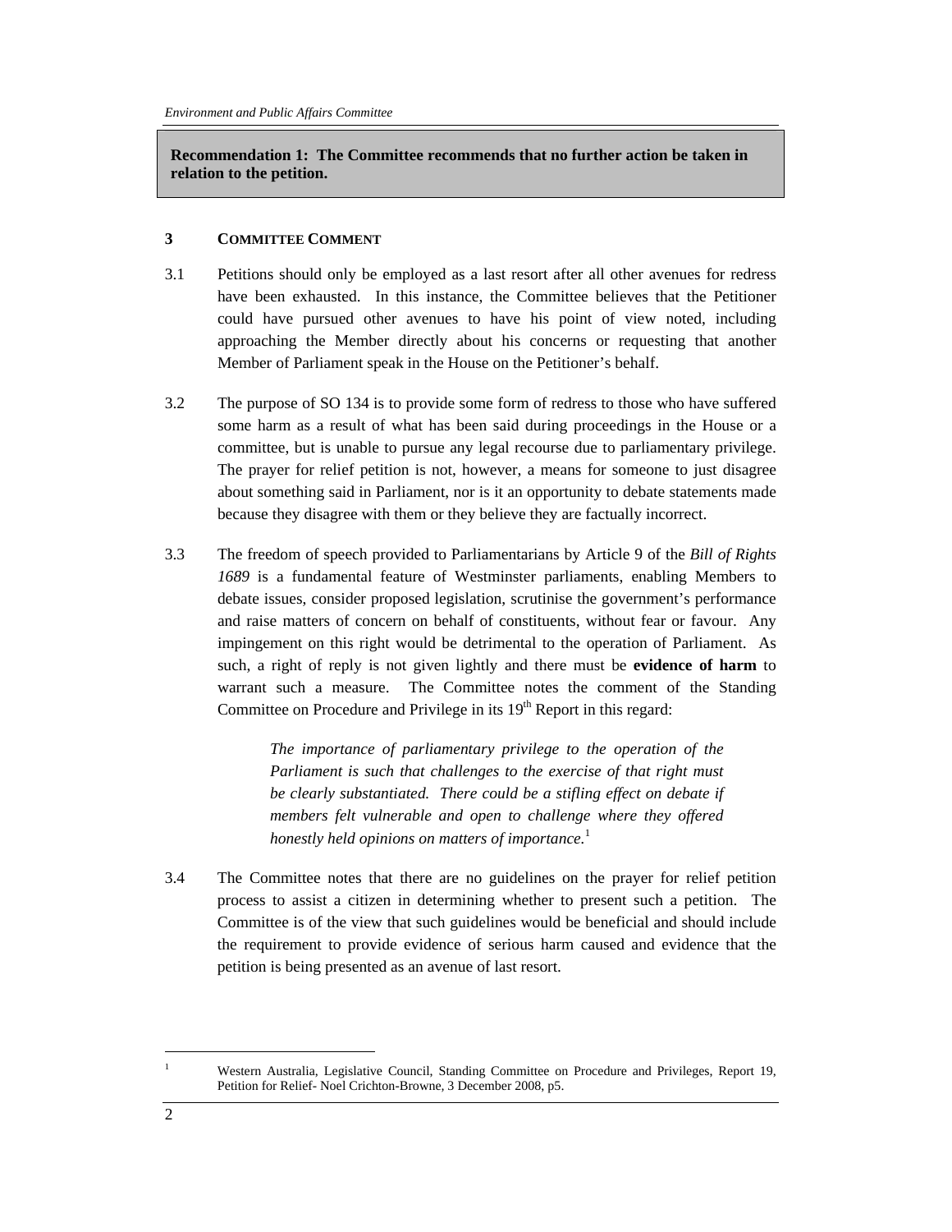**Recommendation 1: The Committee recommends that no further action be taken in relation to the petition.**

## 3 COMMITTEE COMMENT

3.1 Petitions should only be employed as a last resort after all other avenues for redress have been exhausted. In this instance, the Committee believes that the Petitioner could have pursued other avenues to have his point of view noted, including approaching the Member directly about his concerns or requesting that another Member of Parliament speak in the House on the Petitioner's behalf.

3.2 The purpose of SO 134 is to provide some form of redress to those who have suffered some harm as a result of what has been said during proceedings in the House or a committee, but is unable to pursue any legal recourse due to parliamentary privilege. The prayer for relief petition is not, however, a means for someone to just disagree about something said in Parliament, nor is it an opportunity to debate statements made because they disagree with them or they believe they are factually incorrect.

3.3 The freedom of speech provided to Parliamentarians by Article 9 of the *Bill of Rights 1689* is a fundamental feature of Westminster parliaments, enabling Members to debate issues, consider proposed legislation, scrutinise the government's performance and raise matters of concern on behalf of constituents, without fear or favour. Any impingement on this right would be detrimental to the operation of Parliament. As such, a right of reply is not given lightly and there must be **evidence of harm** to warrant such a measure. The Committee notes the comment of the Standing Committee on Procedure and Privilege in its 19th Report in this regard:

> *The importance of parliamentary privilege to the operation of the Parliament is such that challenges to the exercise of that right must be clearly substantiated. There could be a stifling effect on debate if members felt vulnerable and open to challenge where they offered honestly held opinions on matters of importance.*[1]

3.4 The Committee notes that there are no guidelines on the prayer for relief petition process to assist a citizen in determining whether to present such a petition. The Committee is of the view that such guidelines would be beneficial and should include the requirement to provide evidence of serious harm caused and evidence that the petition is being presented as an avenue of last resort.

---

[1] Western Australia, Legislative Council, Standing Committee on Procedure and Privileges, Report 19, Petition for Relief- Noel Crichton-Browne, 3 December 2008, p5.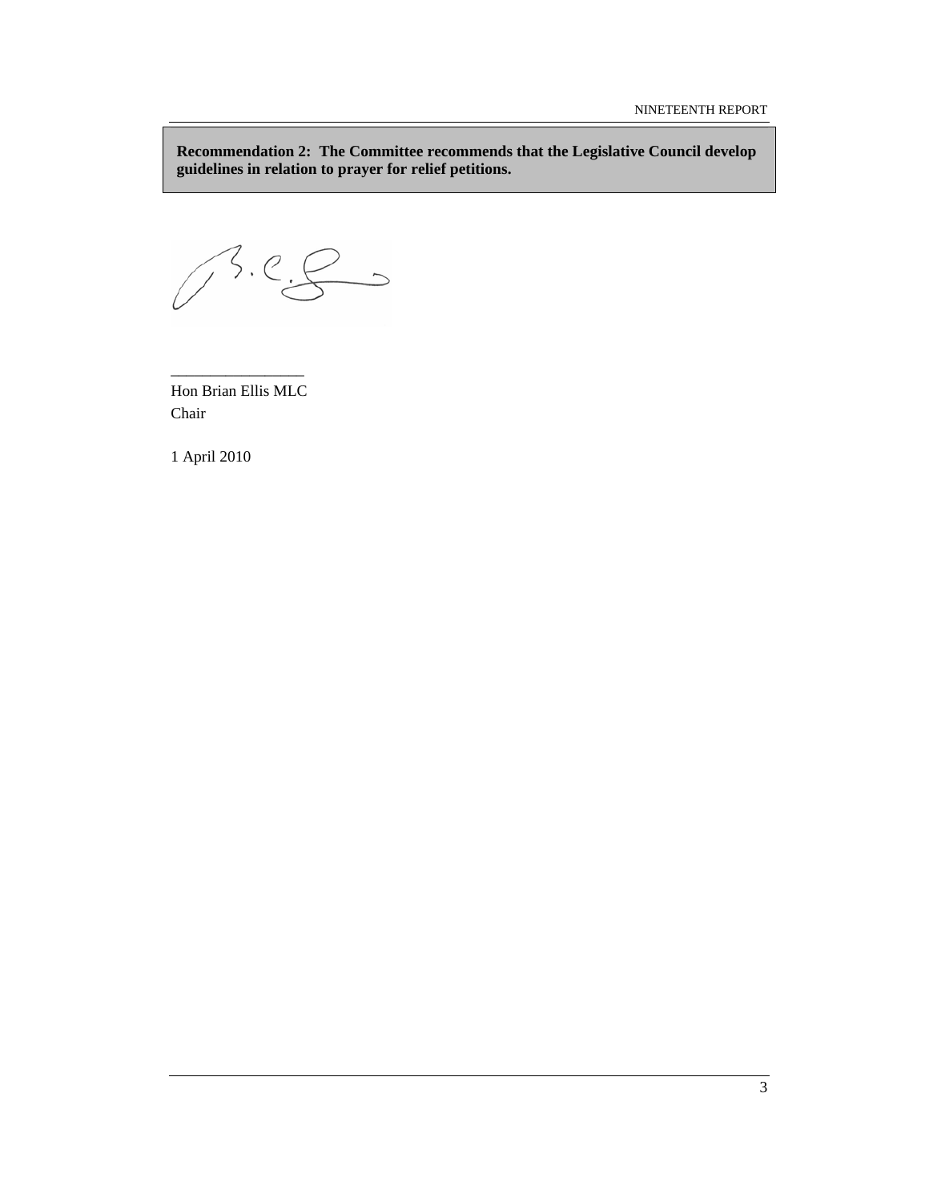**Recommendation 2: The Committee recommends that the Legislative Council develop guidelines in relation to prayer for relief petitions.**

________________

Hon Brian Ellis MLC
Chair

1 April 2010